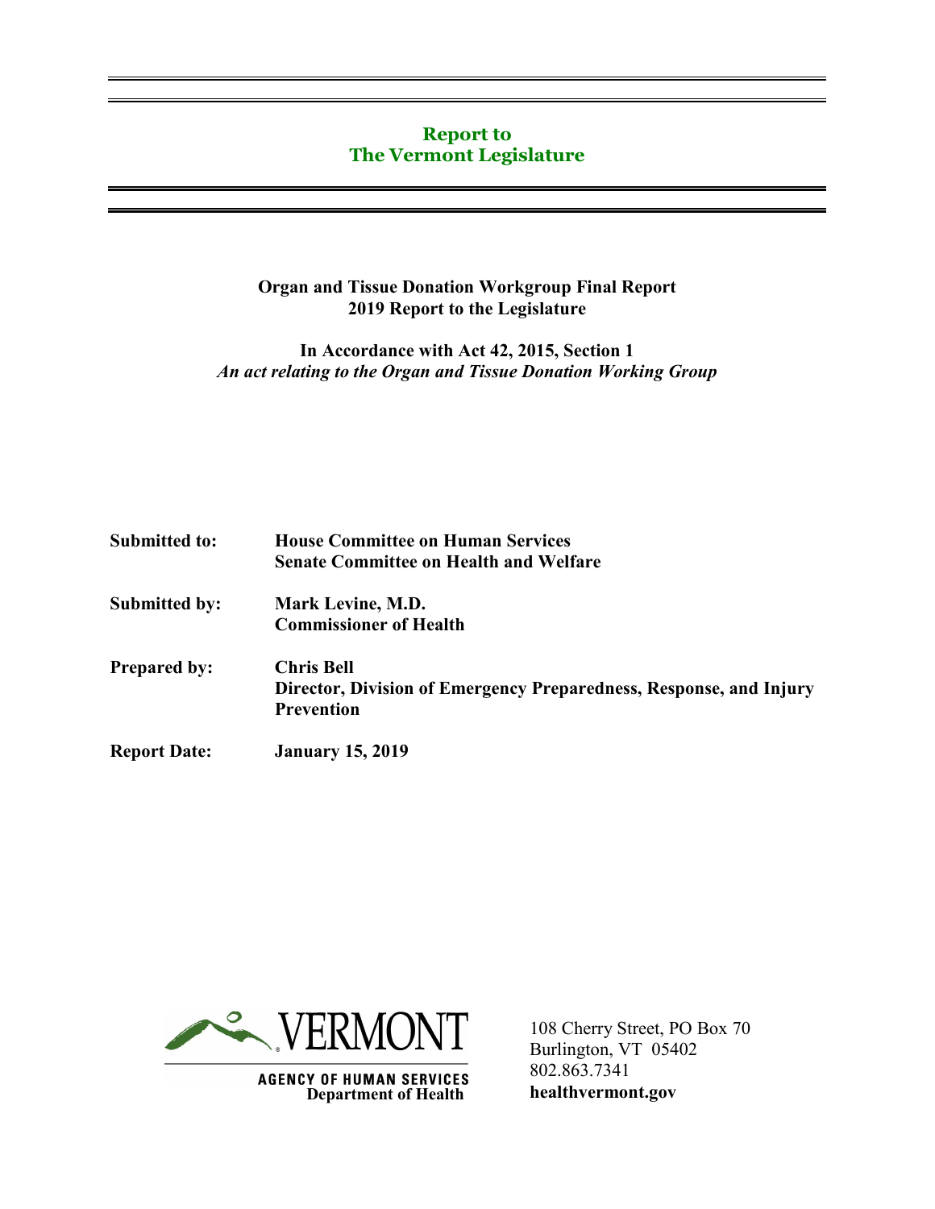# Report to
# The Vermont Legislature

**Organ and Tissue Donation Workgroup Final Report**
**2019 Report to the Legislature**

**In Accordance with Act 42, 2015, Section 1**
***An act relating to the Organ and Tissue Donation Working Group***

| | |
|---|---|
| **Submitted to:** | **House Committee on Human Services**<br>**Senate Committee on Health and Welfare** |
| **Submitted by:** | **Mark Levine, M.D.**<br>**Commissioner of Health** |
| **Prepared by:** | **Chris Bell**<br>**Director, Division of Emergency Preparedness, Response, and Injury Prevention** |
| **Report Date:** | **January 15, 2019** |

VERMONT
**AGENCY OF HUMAN SERVICES**
**Department of Health**

108 Cherry Street, PO Box 70
Burlington, VT 05402
802.863.7341
**healthvermont.gov**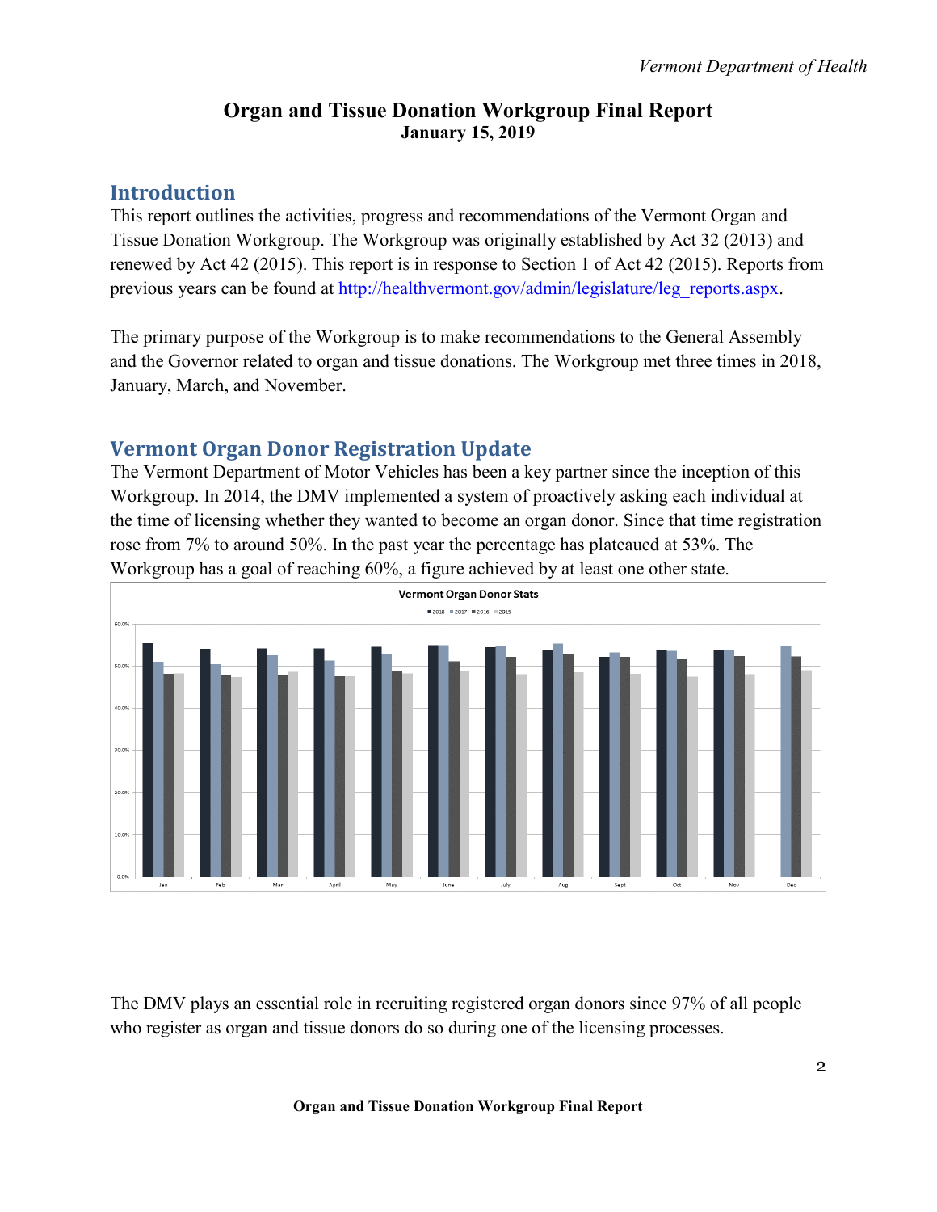# Organ and Tissue Donation Workgroup Final Report

**January 15, 2019**

## Introduction

This report outlines the activities, progress and recommendations of the Vermont Organ and Tissue Donation Workgroup. The Workgroup was originally established by Act 32 (2013) and renewed by Act 42 (2015). This report is in response to Section 1 of Act 42 (2015). Reports from previous years can be found at http://healthvermont.gov/admin/legislature/leg_reports.aspx.

The primary purpose of the Workgroup is to make recommendations to the General Assembly and the Governor related to organ and tissue donations. The Workgroup met three times in 2018, January, March, and November.

## Vermont Organ Donor Registration Update

The Vermont Department of Motor Vehicles has been a key partner since the inception of this Workgroup. In 2014, the DMV implemented a system of proactively asking each individual at the time of licensing whether they wanted to become an organ donor. Since that time registration rose from 7% to around 50%. In the past year the percentage has plateaued at 53%. The Workgroup has a goal of reaching 60%, a figure achieved by at least one other state.

The DMV plays an essential role in recruiting registered organ donors since 97% of all people who register as organ and tissue donors do so during one of the licensing processes.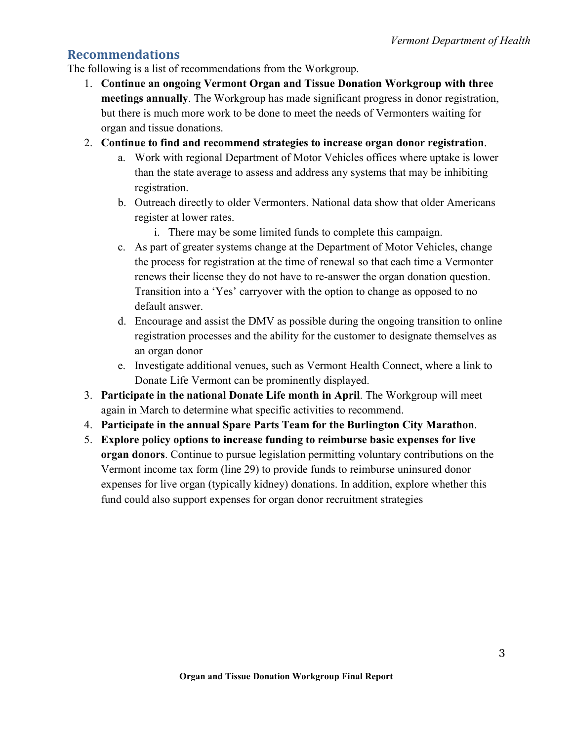## Recommendations

The following is a list of recommendations from the Workgroup.

1. **Continue an ongoing Vermont Organ and Tissue Donation Workgroup with three meetings annually**. The Workgroup has made significant progress in donor registration, but there is much more work to be done to meet the needs of Vermonters waiting for organ and tissue donations.
2. **Continue to find and recommend strategies to increase organ donor registration**.
    a. Work with regional Department of Motor Vehicles offices where uptake is lower than the state average to assess and address any systems that may be inhibiting registration.
    b. Outreach directly to older Vermonters. National data show that older Americans register at lower rates.
        i. There may be some limited funds to complete this campaign.
    c. As part of greater systems change at the Department of Motor Vehicles, change the process for registration at the time of renewal so that each time a Vermonter renews their license they do not have to re-answer the organ donation question. Transition into a 'Yes' carryover with the option to change as opposed to no default answer.
    d. Encourage and assist the DMV as possible during the ongoing transition to online registration processes and the ability for the customer to designate themselves as an organ donor
    e. Investigate additional venues, such as Vermont Health Connect, where a link to Donate Life Vermont can be prominently displayed.
3. **Participate in the national Donate Life month in April**. The Workgroup will meet again in March to determine what specific activities to recommend.
4. **Participate in the annual Spare Parts Team for the Burlington City Marathon**.
5. **Explore policy options to increase funding to reimburse basic expenses for live organ donors**. Continue to pursue legislation permitting voluntary contributions on the Vermont income tax form (line 29) to provide funds to reimburse uninsured donor expenses for live organ (typically kidney) donations. In addition, explore whether this fund could also support expenses for organ donor recruitment strategies